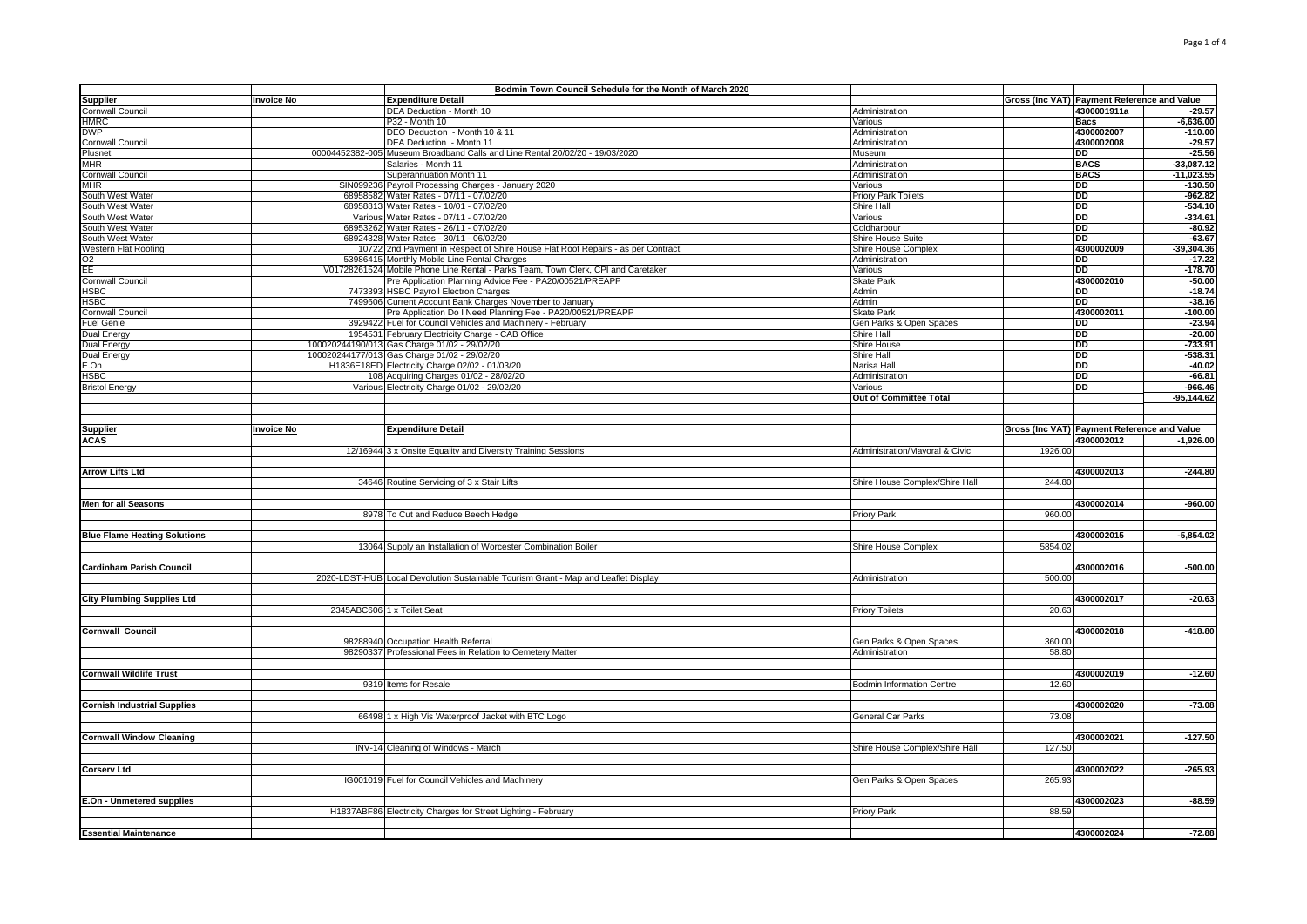# Bodmin Town Council Schedule for the Month of March 2020

| Supplier | Invoice No | Expenditure Detail | | Gross (Inc VAT) | Payment Reference and Value | |
|---|---|---|---|---|---|---|
| Cornwall Council | | DEA Deduction - Month 10 | Administration | | 4300001911a | -29.57 |
| HMRC | | P32 - Month 10 | Various | | Bacs | -6,636.00 |
| DWP | | DEO Deduction - Month 10 & 11 | Administration | | 4300002007 | -110.00 |
| Cornwall Council | | DEA Deduction - Month 11 | Administration | | 4300002008 | -29.57 |
| Plusnet | 00004452382-005 | Museum Broadband Calls and Line Rental 20/02/20 - 19/03/2020 | Museum | | DD | -25.56 |
| MHR | | Salaries - Month 11 | Administration | | BACS | -33,087.12 |
| Cornwall Council | | Superannuation Month 11 | Administration | | BACS | -11,023.55 |
| MHR | SIN099236 | Payroll Processing Charges - January 2020 | Various | | DD | -130.50 |
| South West Water | 68958582 | Water Rates - 07/11 - 07/02/20 | Priory Park Toilets | | DD | -962.82 |
| South West Water | 68958813 | Water Rates - 10/01 - 07/02/20 | Shire Hall | | DD | -534.10 |
| South West Water | Various | Water Rates - 07/11 - 07/02/20 | Various | | DD | -334.61 |
| South West Water | 68953262 | Water Rates - 26/11 - 07/02/20 | Coldharbour | | DD | -80.92 |
| South West Water | 68924328 | Water Rates - 30/11 - 06/02/20 | Shire House Suite | | DD | -63.67 |
| Western Flat Roofing | 10722 | 2nd Payment in Respect of Shire House Flat Roof Repairs - as per Contract | Shire House Complex | | 4300002009 | -39,304.36 |
| O2 | 53986415 | Monthly Mobile Line Rental Charges | Administration | | DD | -17.22 |
| EE | V01728261524 | Mobile Phone Line Rental - Parks Team, Town Clerk, CPI and Caretaker | Various | | DD | -178.70 |
| Cornwall Council | | Pre Application Planning Advice Fee - PA20/00521/PREAPP | Skate Park | | 4300002010 | -50.00 |
| HSBC | 7473393 | HSBC Payroll Electron Charges | Admin | | DD | -18.74 |
| HSBC | 7499606 | Current Account Bank Charges November to January | Admin | | DD | -38.16 |
| Cornwall Council | | Pre Application Do I Need Planning Fee - PA20/00521/PREAPP | Skate Park | | 4300002011 | -100.00 |
| Fuel Genie | 3929422 | Fuel for Council Vehicles and Machinery - February | Gen Parks & Open Spaces | | DD | -23.94 |
| Dual Energy | 1954531 | February Electricity Charge - CAB Office | Shire Hall | | DD | -20.00 |
| Dual Energy | 100020244190/013 | Gas Charge 01/02 - 29/02/20 | Shire House | | DD | -733.91 |
| Dual Energy | 100020244177/013 | Gas Charge 01/02 - 29/02/20 | Shire Hall | | DD | -538.31 |
| E.On | H1836E18ED | Electricity Charge 02/02 - 01/03/20 | Narisa Hall | | DD | -40.02 |
| HSBC | 108 | Acquiring Charges 01/02 - 28/02/20 | Administration | | DD | -66.81 |
| Bristol Energy | Various | Electricity Charge 01/02 - 29/02/20 | Various | | DD | -966.46 |
| | | | **Out of Committee Total** | | | **-95,144.62** |

| Supplier | Invoice No | Expenditure Detail | | Gross (Inc VAT) | Payment Reference and Value | |
|---|---|---|---|---|---|---|
| **ACAS** | | | | | 4300002012 | -1,926.00 |
| | 12/16944 | 3 x Onsite Equality and Diversity Training Sessions | Administration/Mayoral & Civic | 1926.00 | | |
| **Arrow Lifts Ltd** | | | | | 4300002013 | -244.80 |
| | 34646 | Routine Servicing of 3 x Stair Lifts | Shire House Complex/Shire Hall | 244.80 | | |
| **Men for all Seasons** | | | | | 4300002014 | -960.00 |
| | 8978 | To Cut and Reduce Beech Hedge | Priory Park | 960.00 | | |
| **Blue Flame Heating Solutions** | | | | | 4300002015 | -5,854.02 |
| | 13064 | Supply an Installation of Worcester Combination Boiler | Shire House Complex | 5854.02 | | |
| **Cardinham Parish Council** | | | | | 4300002016 | -500.00 |
| | 2020-LDST-HUB | Local Devolution Sustainable Tourism Grant - Map and Leaflet Display | Administration | 500.00 | | |
| **City Plumbing Supplies Ltd** | | | | | 4300002017 | -20.63 |
| | 2345ABC606 | 1 x Toilet Seat | Priory Toilets | 20.63 | | |
| **Cornwall Council** | | | | | 4300002018 | -418.80 |
| | 98288940 | Occupation Health Referral | Gen Parks & Open Spaces | 360.00 | | |
| | 98290337 | Professional Fees in Relation to Cemetery Matter | Administration | 58.80 | | |
| **Cornwall Wildlife Trust** | | | | | 4300002019 | -12.60 |
| | 9319 | Items for Resale | Bodmin Information Centre | 12.60 | | |
| **Cornish Industrial Supplies** | | | | | 4300002020 | -73.08 |
| | 66498 | 1 x High Vis Waterproof Jacket with BTC Logo | General Car Parks | 73.08 | | |
| **Cornwall Window Cleaning** | | | | | 4300002021 | -127.50 |
| | INV-14 | Cleaning of Windows - March | Shire House Complex/Shire Hall | 127.50 | | |
| **Corserv Ltd** | | | | | 4300002022 | -265.93 |
| | IG001019 | Fuel for Council Vehicles and Machinery | Gen Parks & Open Spaces | 265.93 | | |
| **E.On - Unmetered supplies** | | | | | 4300002023 | -88.59 |
| | H1837ABF86 | Electricity Charges for Street Lighting - February | Priory Park | 88.59 | | |
| **Essential Maintenance** | | | | | 4300002024 | -72.88 |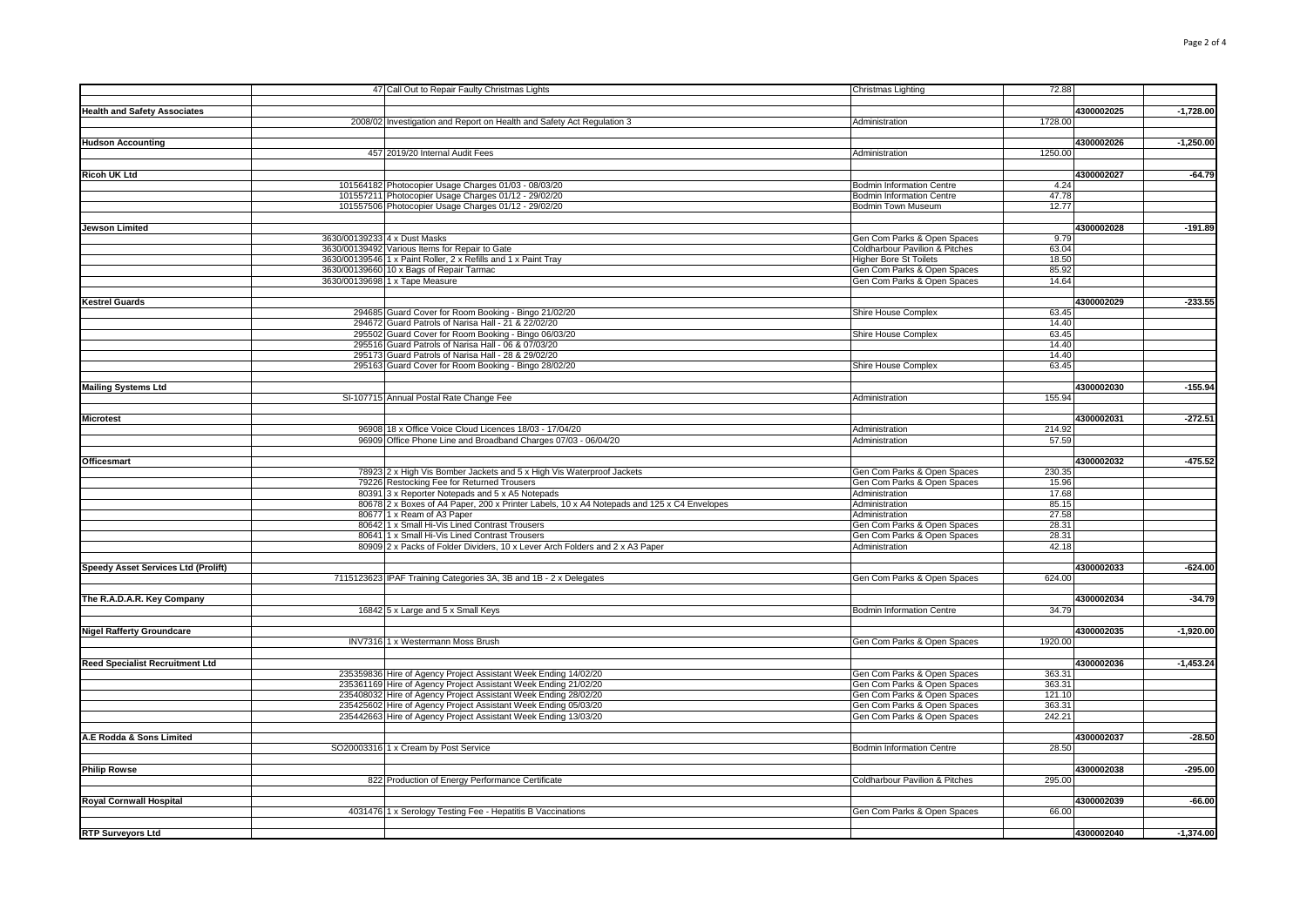| | | | | | | |
|---|---|---|---|---|---|---|
| | 47 | Call Out to Repair Faulty Christmas Lights | Christmas Lighting | 72.88 | | |
| | | | | | | |
| **Health and Safety Associates** | | | | | 4300002025 | -1,728.00 |
| | 2008/02 | Investigation and Report on Health and Safety Act Regulation 3 | Administration | 1728.00 | | |
| | | | | | | |
| **Hudson Accounting** | | | | | 4300002026 | -1,250.00 |
| | 457 | 2019/20 Internal Audit Fees | Administration | 1250.00 | | |
| | | | | | | |
| **Ricoh UK Ltd** | | | | | 4300002027 | -64.79 |
| | 101564182 | Photocopier Usage Charges 01/03 - 08/03/20 | Bodmin Information Centre | 4.24 | | |
| | 101557211 | Photocopier Usage Charges 01/12 - 29/02/20 | Bodmin Information Centre | 47.78 | | |
| | 101557506 | Photocopier Usage Charges 01/12 - 29/02/20 | Bodmin Town Museum | 12.77 | | |
| | | | | | | |
| **Jewson Limited** | | | | | 4300002028 | -191.89 |
| | 3630/00139233 | 4 x Dust Masks | Gen Com Parks & Open Spaces | 9.79 | | |
| | 3630/00139492 | Various Items for Repair to Gate | Coldharbour Pavilion & Pitches | 63.04 | | |
| | 3630/00139546 | 1 x Paint Roller, 2 x Refills and 1 x Paint Tray | Higher Bore St Toilets | 18.50 | | |
| | 3630/00139660 | 10 x Bags of Repair Tarmac | Gen Com Parks & Open Spaces | 85.92 | | |
| | 3630/00139698 | 1 x Tape Measure | Gen Com Parks & Open Spaces | 14.64 | | |
| | | | | | | |
| **Kestrel Guards** | | | | | 4300002029 | -233.55 |
| | 294685 | Guard Cover for Room Booking - Bingo 21/02/20 | Shire House Complex | 63.45 | | |
| | 294672 | Guard Patrols of Narisa Hall - 21 & 22/02/20 | | 14.40 | | |
| | 295502 | Guard Cover for Room Booking - Bingo 06/03/20 | Shire House Complex | 63.45 | | |
| | 295516 | Guard Patrols of Narisa Hall - 06 & 07/03/20 | | 14.40 | | |
| | 295173 | Guard Patrols of Narisa Hall - 28 & 29/02/20 | | 14.40 | | |
| | 295163 | Guard Cover for Room Booking - Bingo 28/02/20 | Shire House Complex | 63.45 | | |
| | | | | | | |
| **Mailing Systems Ltd** | | | | | 4300002030 | -155.94 |
| | SI-107715 | Annual Postal Rate Change Fee | Administration | 155.94 | | |
| | | | | | | |
| **Microtest** | | | | | 4300002031 | -272.51 |
| | 96908 | 18 x Office Voice Cloud Licences 18/03 - 17/04/20 | Administration | 214.92 | | |
| | 96909 | Office Phone Line and Broadband Charges 07/03 - 06/04/20 | Administration | 57.59 | | |
| | | | | | | |
| **Officesmart** | | | | | 4300002032 | -475.52 |
| | 78923 | 2 x High Vis Bomber Jackets and 5 x High Vis Waterproof Jackets | Gen Com Parks & Open Spaces | 230.35 | | |
| | 79226 | Restocking Fee for Returned Trousers | Gen Com Parks & Open Spaces | 15.96 | | |
| | 80391 | 3 x Reporter Notepads and 5 x A5 Notepads | Administration | 17.68 | | |
| | 80678 | 2 x Boxes of A4 Paper, 200 x Printer Labels, 10 x A4 Notepads and 125 x C4 Envelopes | Administration | 85.15 | | |
| | 80677 | 1 x Ream of A3 Paper | Administration | 27.58 | | |
| | 80642 | 1 x Small Hi-Vis Lined Contrast Trousers | Gen Com Parks & Open Spaces | 28.31 | | |
| | 80641 | 1 x Small Hi-Vis Lined Contrast Trousers | Gen Com Parks & Open Spaces | 28.31 | | |
| | 80909 | 2 x Packs of Folder Dividers, 10 x Lever Arch Folders and 2 x A3 Paper | Administration | 42.18 | | |
| | | | | | | |
| **Speedy Asset Services Ltd (Prolift)** | | | | | 4300002033 | -624.00 |
| | 7115123623 | IPAF Training Categories 3A, 3B and 1B - 2 x Delegates | Gen Com Parks & Open Spaces | 624.00 | | |
| | | | | | | |
| **The R.A.D.A.R. Key Company** | | | | | 4300002034 | -34.79 |
| | 16842 | 5 x Large and 5 x Small Keys | Bodmin Information Centre | 34.79 | | |
| | | | | | | |
| **Nigel Rafferty Groundcare** | | | | | 4300002035 | -1,920.00 |
| | INV7316 | 1 x Westermann Moss Brush | Gen Com Parks & Open Spaces | 1920.00 | | |
| | | | | | | |
| **Reed Specialist Recruitment Ltd** | | | | | 4300002036 | -1,453.24 |
| | 235359836 | Hire of Agency Project Assistant Week Ending 14/02/20 | Gen Com Parks & Open Spaces | 363.31 | | |
| | 235361169 | Hire of Agency Project Assistant Week Ending 21/02/20 | Gen Com Parks & Open Spaces | 363.31 | | |
| | 235408032 | Hire of Agency Project Assistant Week Ending 28/02/20 | Gen Com Parks & Open Spaces | 121.10 | | |
| | 235425602 | Hire of Agency Project Assistant Week Ending 05/03/20 | Gen Com Parks & Open Spaces | 363.31 | | |
| | 235442663 | Hire of Agency Project Assistant Week Ending 13/03/20 | Gen Com Parks & Open Spaces | 242.21 | | |
| | | | | | | |
| **A.E Rodda & Sons Limited** | | | | | 4300002037 | -28.50 |
| | SO20003316 | 1 x Cream by Post Service | Bodmin Information Centre | 28.50 | | |
| | | | | | | |
| **Philip Rowse** | | | | | 4300002038 | -295.00 |
| | 822 | Production of Energy Performance Certificate | Coldharbour Pavilion & Pitches | 295.00 | | |
| | | | | | | |
| **Royal Cornwall Hospital** | | | | | 4300002039 | -66.00 |
| | 4031476 | 1 x Serology Testing Fee - Hepatitis B Vaccinations | Gen Com Parks & Open Spaces | 66.00 | | |
| | | | | | | |
| **RTP Surveyors Ltd** | | | | | 4300002040 | -1,374.00 |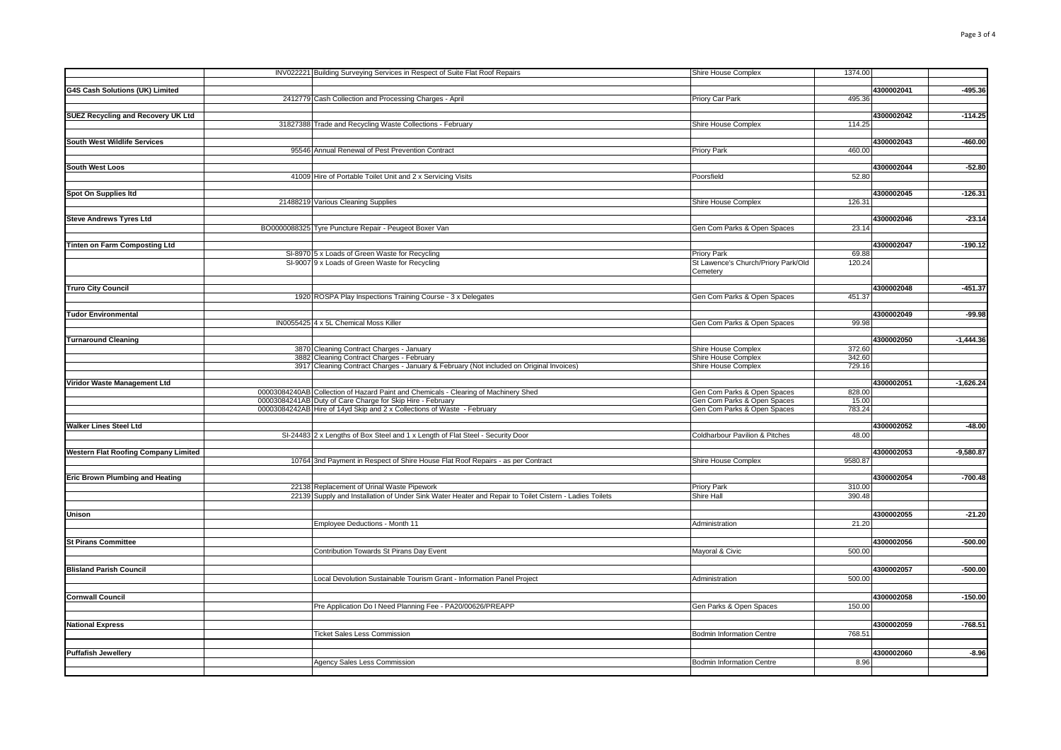| | | | | | | |
|---|---|---|---|---|---|---|
| | INV022221 | Building Surveying Services in Respect of Suite Flat Roof Repairs | Shire House Complex | 1374.00 | | |
| | | | | | | |
| **G4S Cash Solutions (UK) Limited** | | | | | 4300002041 | -495.36 |
| | 2412779 | Cash Collection and Processing Charges - April | Priory Car Park | 495.36 | | |
| | | | | | | |
| **SUEZ Recycling and Recovery UK Ltd** | | | | | 4300002042 | -114.25 |
| | 31827388 | Trade and Recycling Waste Collections - February | Shire House Complex | 114.25 | | |
| | | | | | | |
| **South West Wildlife Services** | | | | | 4300002043 | -460.00 |
| | 95546 | Annual Renewal of Pest Prevention Contract | Priory Park | 460.00 | | |
| | | | | | | |
| **South West Loos** | | | | | 4300002044 | -52.80 |
| | 41009 | Hire of Portable Toilet Unit and 2 x Servicing Visits | Poorsfield | 52.80 | | |
| | | | | | | |
| **Spot On Supplies ltd** | | | | | 4300002045 | -126.31 |
| | 21488219 | Various Cleaning Supplies | Shire House Complex | 126.31 | | |
| | | | | | | |
| **Steve Andrews Tyres Ltd** | | | | | 4300002046 | -23.14 |
| | BO0000088325 | Tyre Puncture Repair - Peugeot Boxer Van | Gen Com Parks & Open Spaces | 23.14 | | |
| | | | | | | |
| **Tinten on Farm Composting Ltd** | | | | | 4300002047 | -190.12 |
| | SI-8970 | 5 x Loads of Green Waste for Recycling | Priory Park | 69.88 | | |
| | SI-9007 | 9 x Loads of Green Waste for Recycling | St Lawence's Church/Priory Park/Old Cemetery | 120.24 | | |
| | | | | | | |
| **Truro City Council** | | | | | 4300002048 | -451.37 |
| | 1920 | ROSPA Play Inspections Training Course - 3 x Delegates | Gen Com Parks & Open Spaces | 451.37 | | |
| | | | | | | |
| **Tudor Environmental** | | | | | 4300002049 | -99.98 |
| | IN0055425 | 4 x 5L Chemical Moss Killer | Gen Com Parks & Open Spaces | 99.98 | | |
| | | | | | | |
| **Turnaround Cleaning** | | | | | 4300002050 | -1,444.36 |
| | 3870 | Cleaning Contract Charges - January | Shire House Complex | 372.60 | | |
| | 3882 | Cleaning Contract Charges - February | Shire House Complex | 342.60 | | |
| | 3917 | Cleaning Contract Charges - January & February (Not included on Original Invoices) | Shire House Complex | 729.16 | | |
| | | | | | | |
| **Viridor Waste Management Ltd** | | | | | 4300002051 | -1,626.24 |
| | 00003084240AB | Collection of Hazard Paint and Chemicals - Clearing of Machinery Shed | Gen Com Parks & Open Spaces | 828.00 | | |
| | 00003084241AB | Duty of Care Charge for Skip Hire - February | Gen Com Parks & Open Spaces | 15.00 | | |
| | 00003084242AB | Hire of 14yd Skip and 2 x Collections of Waste - February | Gen Com Parks & Open Spaces | 783.24 | | |
| | | | | | | |
| **Walker Lines Steel Ltd** | | | | | 4300002052 | -48.00 |
| | SI-24483 | 2 x Lengths of Box Steel and 1 x Length of Flat Steel - Security Door | Coldharbour Pavilion & Pitches | 48.00 | | |
| | | | | | | |
| **Western Flat Roofing Company Limited** | | | | | 4300002053 | -9,580.87 |
| | 10764 | 3nd Payment in Respect of Shire House Flat Roof Repairs - as per Contract | Shire House Complex | 9580.87 | | |
| | | | | | | |
| **Eric Brown Plumbing and Heating** | | | | | 4300002054 | -700.48 |
| | 22138 | Replacement of Urinal Waste Pipework | Priory Park | 310.00 | | |
| | 22139 | Supply and Installation of Under Sink Water Heater and Repair to Toilet Cistern - Ladies Toilets | Shire Hall | 390.48 | | |
| | | | | | | |
| **Unison** | | | | | 4300002055 | -21.20 |
| | | Employee Deductions - Month 11 | Administration | 21.20 | | |
| | | | | | | |
| **St Pirans Committee** | | | | | 4300002056 | -500.00 |
| | | Contribution Towards St Pirans Day Event | Mayoral & Civic | 500.00 | | |
| | | | | | | |
| **Blisland Parish Council** | | | | | 4300002057 | -500.00 |
| | | Local Devolution Sustainable Tourism Grant - Information Panel Project | Administration | 500.00 | | |
| | | | | | | |
| **Cornwall Council** | | | | | 4300002058 | -150.00 |
| | | Pre Application Do I Need Planning Fee - PA20/00626/PREAPP | Gen Parks & Open Spaces | 150.00 | | |
| | | | | | | |
| **National Express** | | | | | 4300002059 | -768.51 |
| | | Ticket Sales Less Commission | Bodmin Information Centre | 768.51 | | |
| | | | | | | |
| **Puffafish Jewellery** | | | | | 4300002060 | -8.96 |
| | | Agency Sales Less Commission | Bodmin Information Centre | 8.96 | | |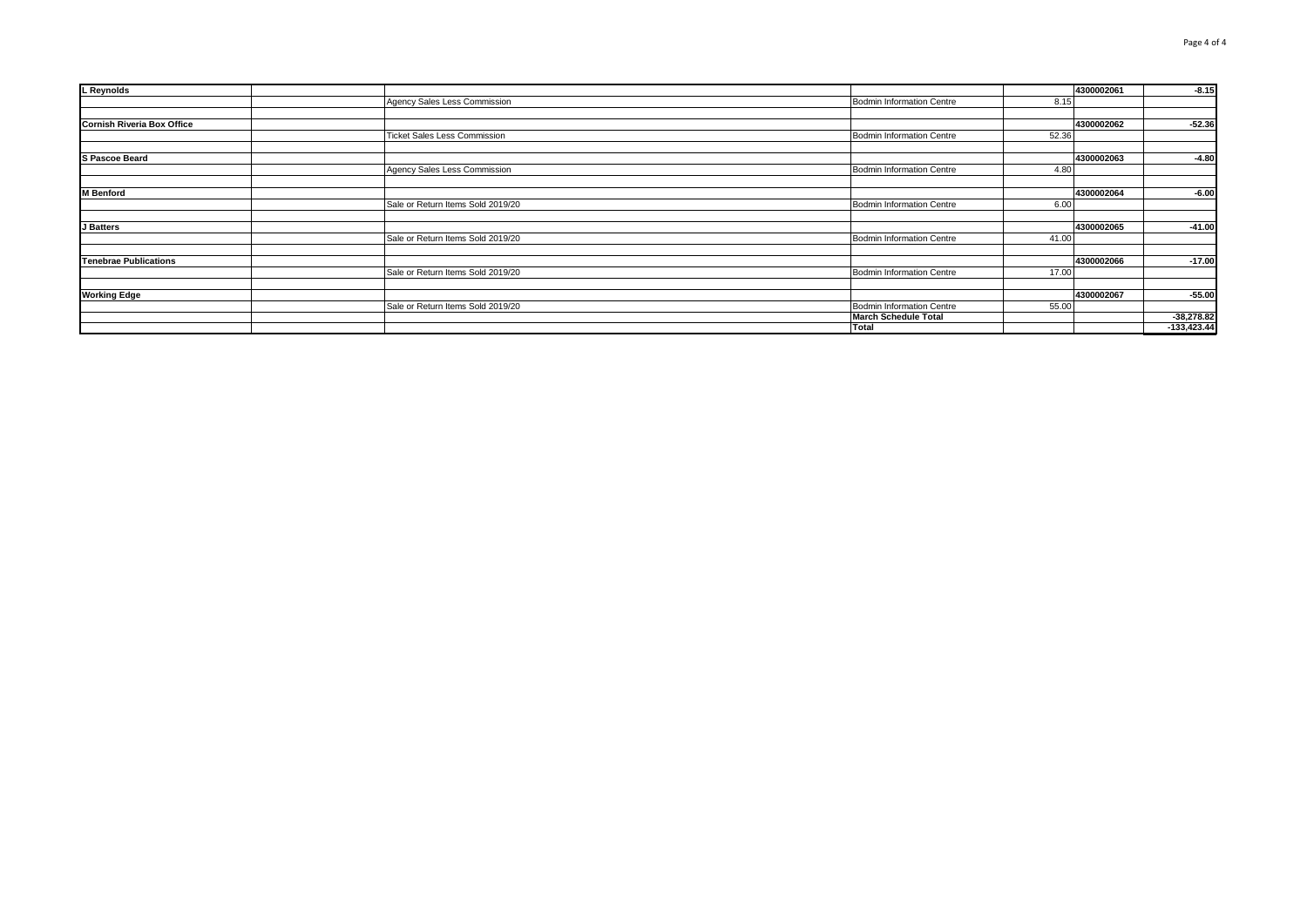| | | | | | | |
|---|---|---|---|---|---|---|
| **L Reynolds** | | | | | **4300002061** | **-8.15** |
| | | Agency Sales Less Commission | Bodmin Information Centre | 8.15 | | |
| | | | | | | |
| **Cornish Riviera Box Office** | | | | | **4300002062** | **-52.36** |
| | | Ticket Sales Less Commission | Bodmin Information Centre | 52.36 | | |
| | | | | | | |
| **S Pascoe Beard** | | | | | **4300002063** | **-4.80** |
| | | Agency Sales Less Commission | Bodmin Information Centre | 4.80 | | |
| | | | | | | |
| **M Benford** | | | | | **4300002064** | **-6.00** |
| | | Sale or Return Items Sold 2019/20 | Bodmin Information Centre | 6.00 | | |
| | | | | | | |
| **J Batters** | | | | | **4300002065** | **-41.00** |
| | | Sale or Return Items Sold 2019/20 | Bodmin Information Centre | 41.00 | | |
| | | | | | | |
| **Tenebrae Publications** | | | | | **4300002066** | **-17.00** |
| | | Sale or Return Items Sold 2019/20 | Bodmin Information Centre | 17.00 | | |
| | | | | | | |
| **Working Edge** | | | | | **4300002067** | **-55.00** |
| | | Sale or Return Items Sold 2019/20 | Bodmin Information Centre | 55.00 | | |
| | | | **March Schedule Total** | | | **-38,278.82** |
| | | | **Total** | | | **-133,423.44** |